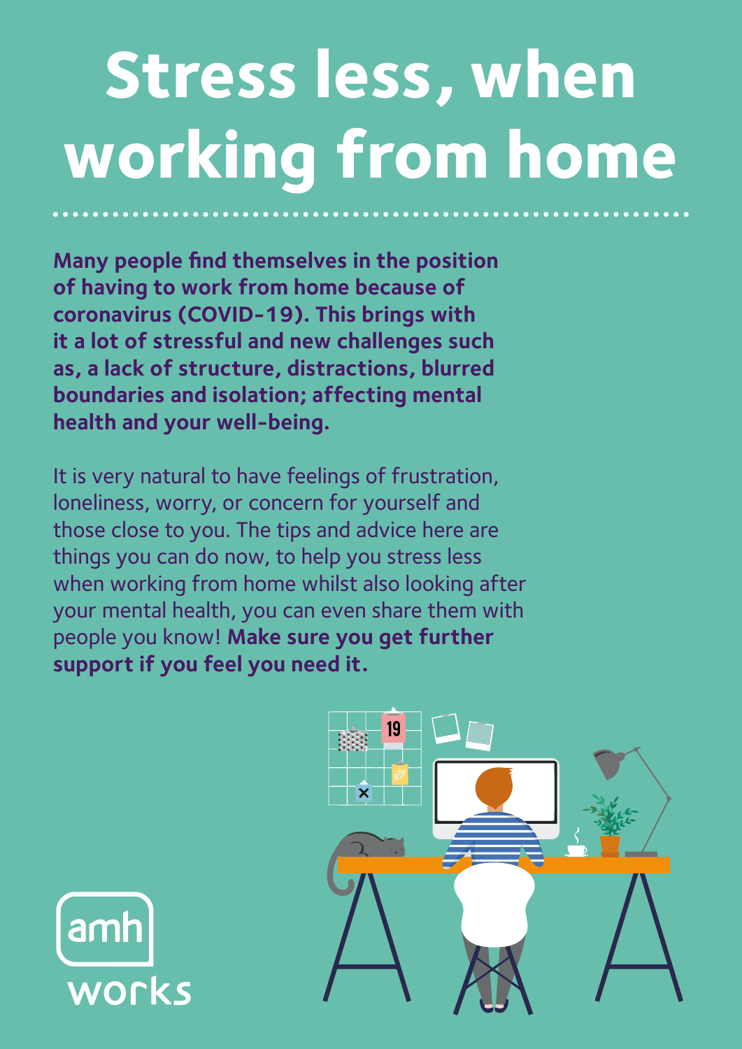# Stress less, when working from home

**Many people find themselves in the position of having to work from home because of coronavirus (COVID-19). This brings with it a lot of stressful and new challenges such as, a lack of structure, distractions, blurred boundaries and isolation; affecting mental health and your well-being.**

It is very natural to have feelings of frustration, loneliness, worry, or concern for yourself and those close to you. The tips and advice here are things you can do now, to help you stress less when working from home whilst also looking after your mental health, you can even share them with people you know! **Make sure you get further support if you feel you need it.**

amh works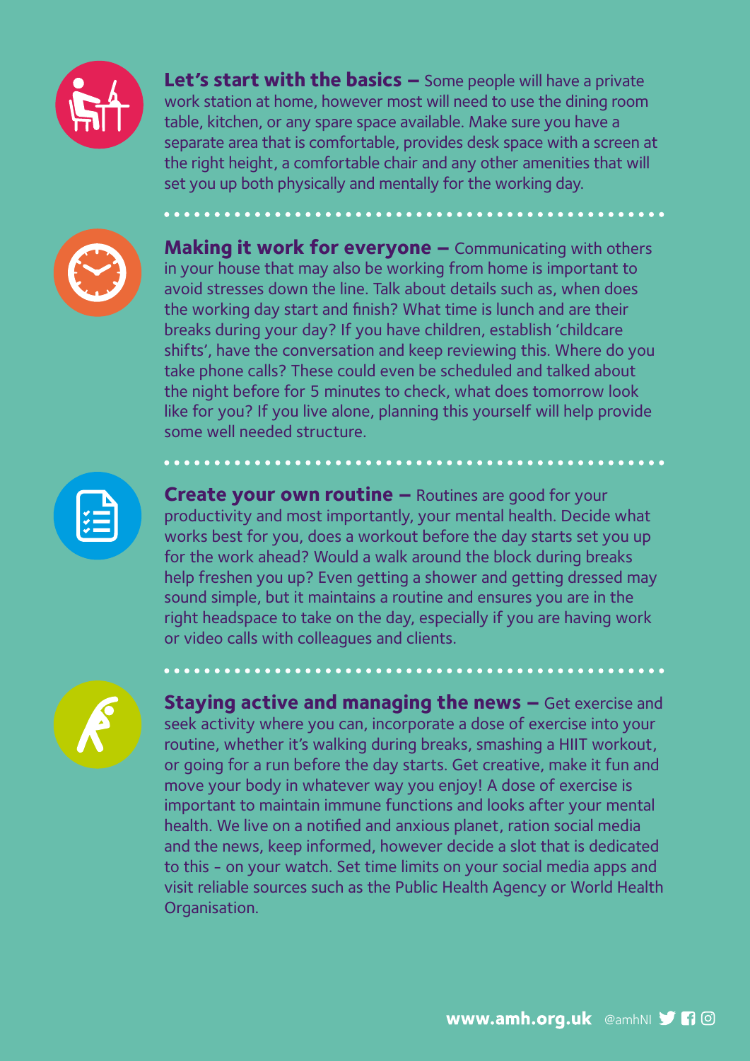**Let's start with the basics –** Some people will have a private work station at home, however most will need to use the dining room table, kitchen, or any spare space available. Make sure you have a separate area that is comfortable, provides desk space with a screen at the right height, a comfortable chair and any other amenities that will set you up both physically and mentally for the working day.

**Making it work for everyone –** Communicating with others in your house that may also be working from home is important to avoid stresses down the line. Talk about details such as, when does the working day start and finish? What time is lunch and are their breaks during your day? If you have children, establish 'childcare shifts', have the conversation and keep reviewing this. Where do you take phone calls? These could even be scheduled and talked about the night before for 5 minutes to check, what does tomorrow look like for you? If you live alone, planning this yourself will help provide some well needed structure.

**Create your own routine –** Routines are good for your productivity and most importantly, your mental health. Decide what works best for you, does a workout before the day starts set you up for the work ahead? Would a walk around the block during breaks help freshen you up? Even getting a shower and getting dressed may sound simple, but it maintains a routine and ensures you are in the right headspace to take on the day, especially if you are having work or video calls with colleagues and clients.

**Staying active and managing the news –** Get exercise and seek activity where you can, incorporate a dose of exercise into your routine, whether it's walking during breaks, smashing a HIIT workout, or going for a run before the day starts. Get creative, make it fun and move your body in whatever way you enjoy! A dose of exercise is important to maintain immune functions and looks after your mental health. We live on a notified and anxious planet, ration social media and the news, keep informed, however decide a slot that is dedicated to this - on your watch. Set time limits on your social media apps and visit reliable sources such as the Public Health Agency or World Health Organisation.

**www.amh.org.uk** @amhNI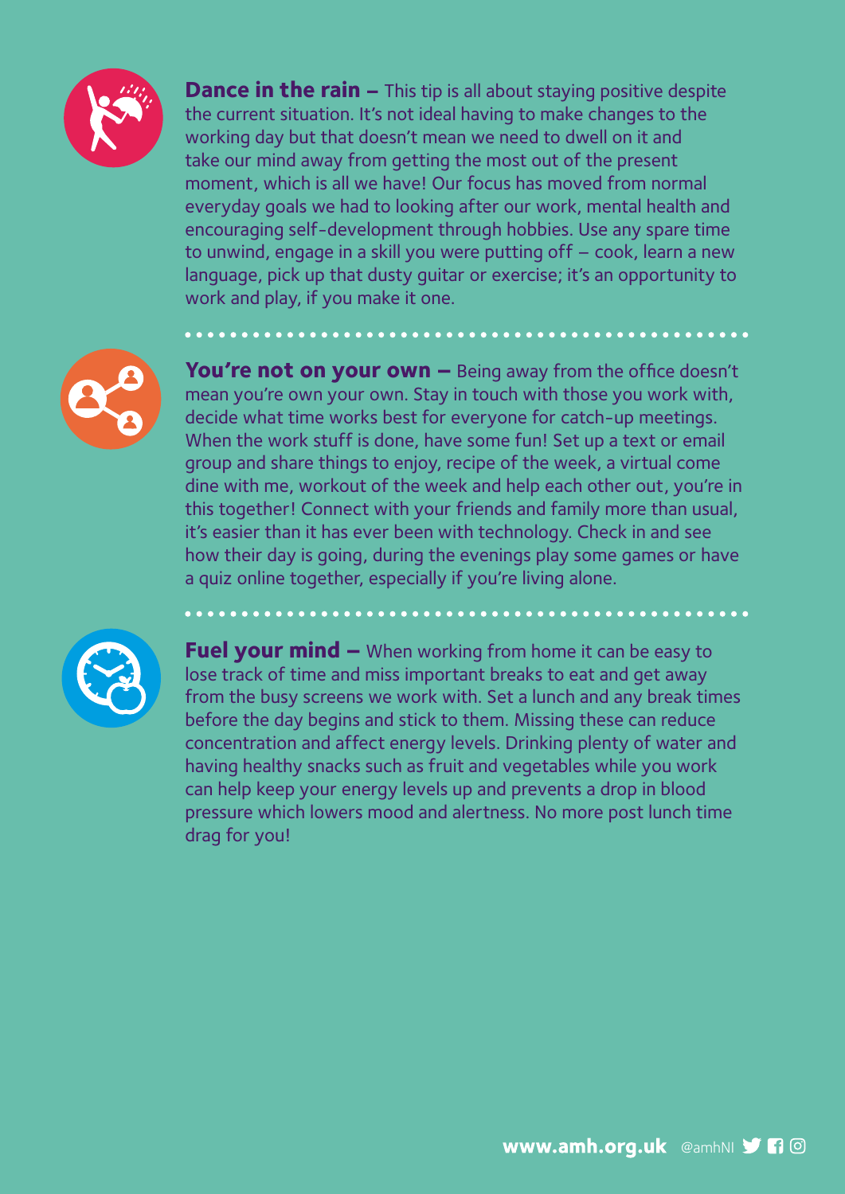**Dance in the rain –** This tip is all about staying positive despite the current situation. It's not ideal having to make changes to the working day but that doesn't mean we need to dwell on it and take our mind away from getting the most out of the present moment, which is all we have! Our focus has moved from normal everyday goals we had to looking after our work, mental health and encouraging self-development through hobbies. Use any spare time to unwind, engage in a skill you were putting off – cook, learn a new language, pick up that dusty guitar or exercise; it's an opportunity to work and play, if you make it one.

**You're not on your own –** Being away from the office doesn't mean you're own your own. Stay in touch with those you work with, decide what time works best for everyone for catch-up meetings. When the work stuff is done, have some fun! Set up a text or email group and share things to enjoy, recipe of the week, a virtual come dine with me, workout of the week and help each other out, you're in this together! Connect with your friends and family more than usual, it's easier than it has ever been with technology. Check in and see how their day is going, during the evenings play some games or have a quiz online together, especially if you're living alone.

**Fuel your mind –** When working from home it can be easy to lose track of time and miss important breaks to eat and get away from the busy screens we work with. Set a lunch and any break times before the day begins and stick to them. Missing these can reduce concentration and affect energy levels. Drinking plenty of water and having healthy snacks such as fruit and vegetables while you work can help keep your energy levels up and prevents a drop in blood pressure which lowers mood and alertness. No more post lunch time drag for you!

**www.amh.org.uk** @amhNI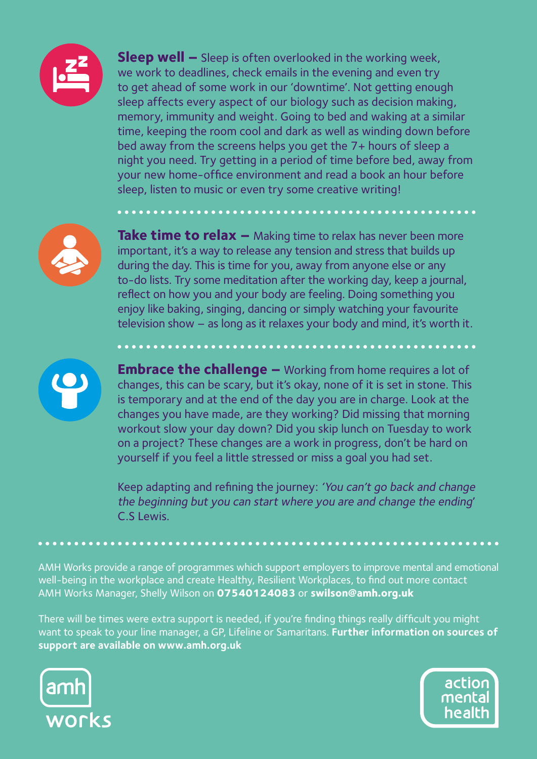**Sleep well –** Sleep is often overlooked in the working week, we work to deadlines, check emails in the evening and even try to get ahead of some work in our 'downtime'. Not getting enough sleep affects every aspect of our biology such as decision making, memory, immunity and weight. Going to bed and waking at a similar time, keeping the room cool and dark as well as winding down before bed away from the screens helps you get the 7+ hours of sleep a night you need. Try getting in a period of time before bed, away from your new home-office environment and read a book an hour before sleep, listen to music or even try some creative writing!

**Take time to relax –** Making time to relax has never been more important, it's a way to release any tension and stress that builds up during the day. This is time for you, away from anyone else or any to-do lists. Try some meditation after the working day, keep a journal, reflect on how you and your body are feeling. Doing something you enjoy like baking, singing, dancing or simply watching your favourite television show – as long as it relaxes your body and mind, it's worth it.

**Embrace the challenge –** Working from home requires a lot of changes, this can be scary, but it's okay, none of it is set in stone. This is temporary and at the end of the day you are in charge. Look at the changes you have made, are they working? Did missing that morning workout slow your day down? Did you skip lunch on Tuesday to work on a project? These changes are a work in progress, don't be hard on yourself if you feel a little stressed or miss a goal you had set.

Keep adapting and refining the journey: *'You can't go back and change the beginning but you can start where you are and change the ending'* C.S Lewis.

AMH Works provide a range of programmes which support employers to improve mental and emotional well-being in the workplace and create Healthy, Resilient Workplaces, to find out more contact AMH Works Manager, Shelly Wilson on **07540124083** or **swilson@amh.org.uk**

There will be times were extra support is needed, if you're finding things really difficult you might want to speak to your line manager, a GP, Lifeline or Samaritans. **Further information on sources of support are available on www.amh.org.uk**

amh works

action mental health